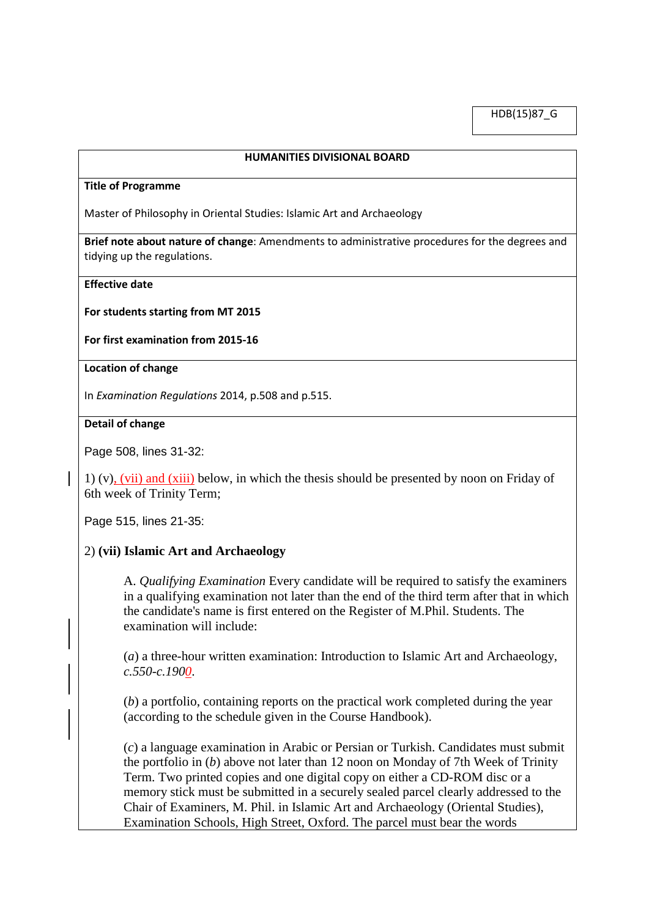HDB(15)87_G

**HUMANITIES DIVISIONAL BOARD**

**Title of Programme**

Master of Philosophy in Oriental Studies: Islamic Art and Archaeology

**Brief note about nature of change**: Amendments to administrative procedures for the degrees and tidying up the regulations.

**Effective date**

**For students starting from MT 2015**

**For first examination from 2015-16**

**Location of change**

In *Examination Regulations* 2014, p.508 and p.515.

**Detail of change**

Page 508, lines 31-32:

1) (v), (vii) and (xiii) below, in which the thesis should be presented by noon on Friday of 6th week of Trinity Term;

Page 515, lines 21-35:

2) **(vii) Islamic Art and Archaeology**

A. *Qualifying Examination* Every candidate will be required to satisfy the examiners in a qualifying examination not later than the end of the third term after that in which the candidate's name is first entered on the Register of M.Phil. Students. The examination will include:

(*a*) a three-hour written examination: Introduction to Islamic Art and Archaeology, *c.550-c.1900*.

(*b*) a portfolio, containing reports on the practical work completed during the year (according to the schedule given in the Course Handbook).

(*c*) a language examination in Arabic or Persian or Turkish. Candidates must submit the portfolio in (*b*) above not later than 12 noon on Monday of 7th Week of Trinity Term. Two printed copies and one digital copy on either a CD-ROM disc or a memory stick must be submitted in a securely sealed parcel clearly addressed to the Chair of Examiners, M. Phil. in Islamic Art and Archaeology (Oriental Studies), Examination Schools, High Street, Oxford. The parcel must bear the words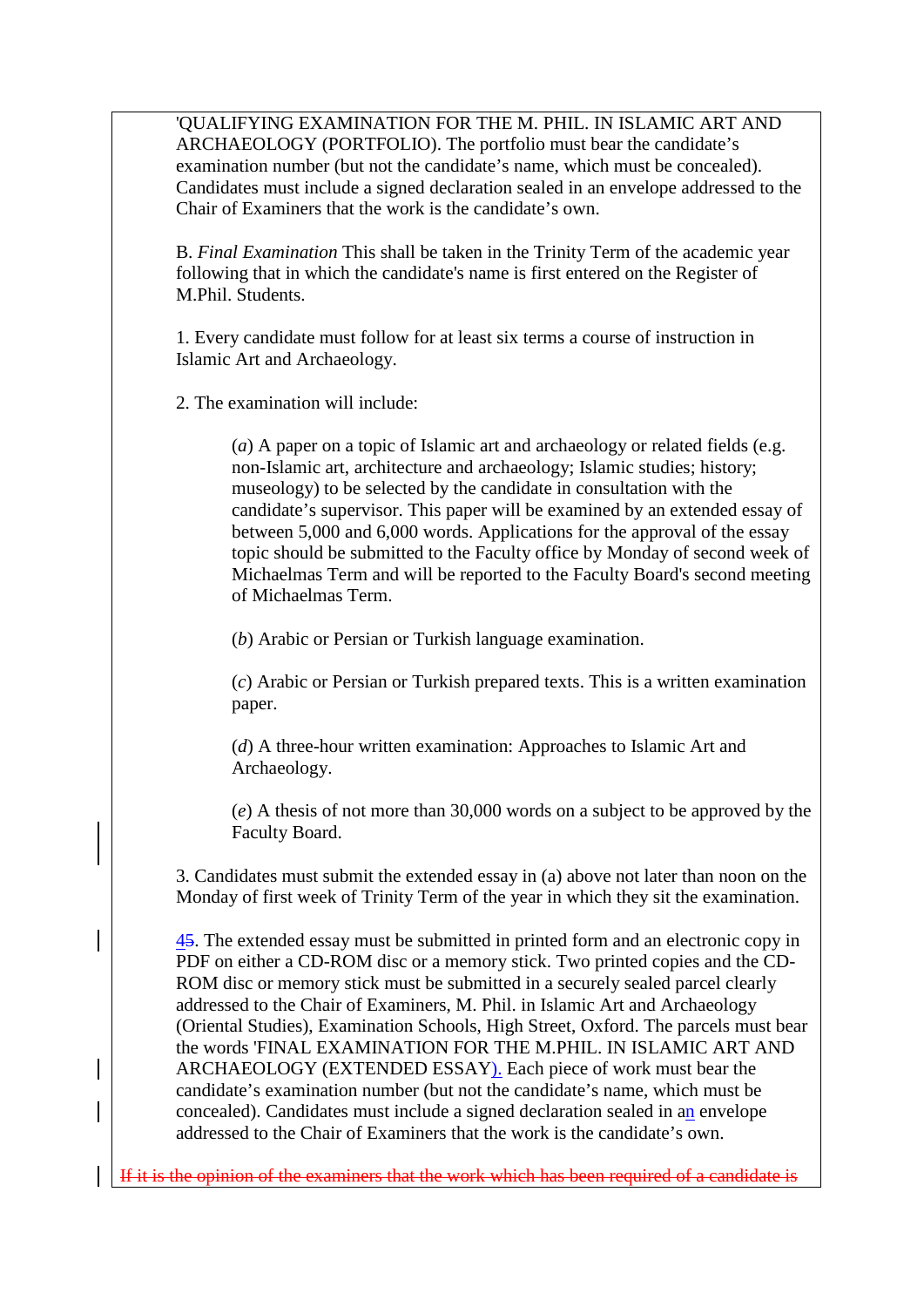'QUALIFYING EXAMINATION FOR THE M. PHIL. IN ISLAMIC ART AND ARCHAEOLOGY (PORTFOLIO). The portfolio must bear the candidate's examination number (but not the candidate's name, which must be concealed). Candidates must include a signed declaration sealed in an envelope addressed to the Chair of Examiners that the work is the candidate's own.

B. *Final Examination* This shall be taken in the Trinity Term of the academic year following that in which the candidate's name is first entered on the Register of M.Phil. Students.

1. Every candidate must follow for at least six terms a course of instruction in Islamic Art and Archaeology.

2. The examination will include:

(*a*) A paper on a topic of Islamic art and archaeology or related fields (e.g. non-Islamic art, architecture and archaeology; Islamic studies; history; museology) to be selected by the candidate in consultation with the candidate's supervisor. This paper will be examined by an extended essay of between 5,000 and 6,000 words. Applications for the approval of the essay topic should be submitted to the Faculty office by Monday of second week of Michaelmas Term and will be reported to the Faculty Board's second meeting of Michaelmas Term.

(*b*) Arabic or Persian or Turkish language examination.

(*c*) Arabic or Persian or Turkish prepared texts. This is a written examination paper.

(*d*) A three-hour written examination: Approaches to Islamic Art and Archaeology.

(*e*) A thesis of not more than 30,000 words on a subject to be approved by the Faculty Board.

3. Candidates must submit the extended essay in (a) above not later than noon on the Monday of first week of Trinity Term of the year in which they sit the examination.

4~~5~~. The extended essay must be submitted in printed form and an electronic copy in PDF on either a CD-ROM disc or a memory stick. Two printed copies and the CD-ROM disc or memory stick must be submitted in a securely sealed parcel clearly addressed to the Chair of Examiners, M. Phil. in Islamic Art and Archaeology (Oriental Studies), Examination Schools, High Street, Oxford. The parcels must bear the words 'FINAL EXAMINATION FOR THE M.PHIL. IN ISLAMIC ART AND ARCHAEOLOGY (EXTENDED ESSAY). Each piece of work must bear the candidate's examination number (but not the candidate's name, which must be concealed). Candidates must include a signed declaration sealed in an envelope addressed to the Chair of Examiners that the work is the candidate's own.

~~If it is the opinion of the examiners that the work which has been required of a candidate is~~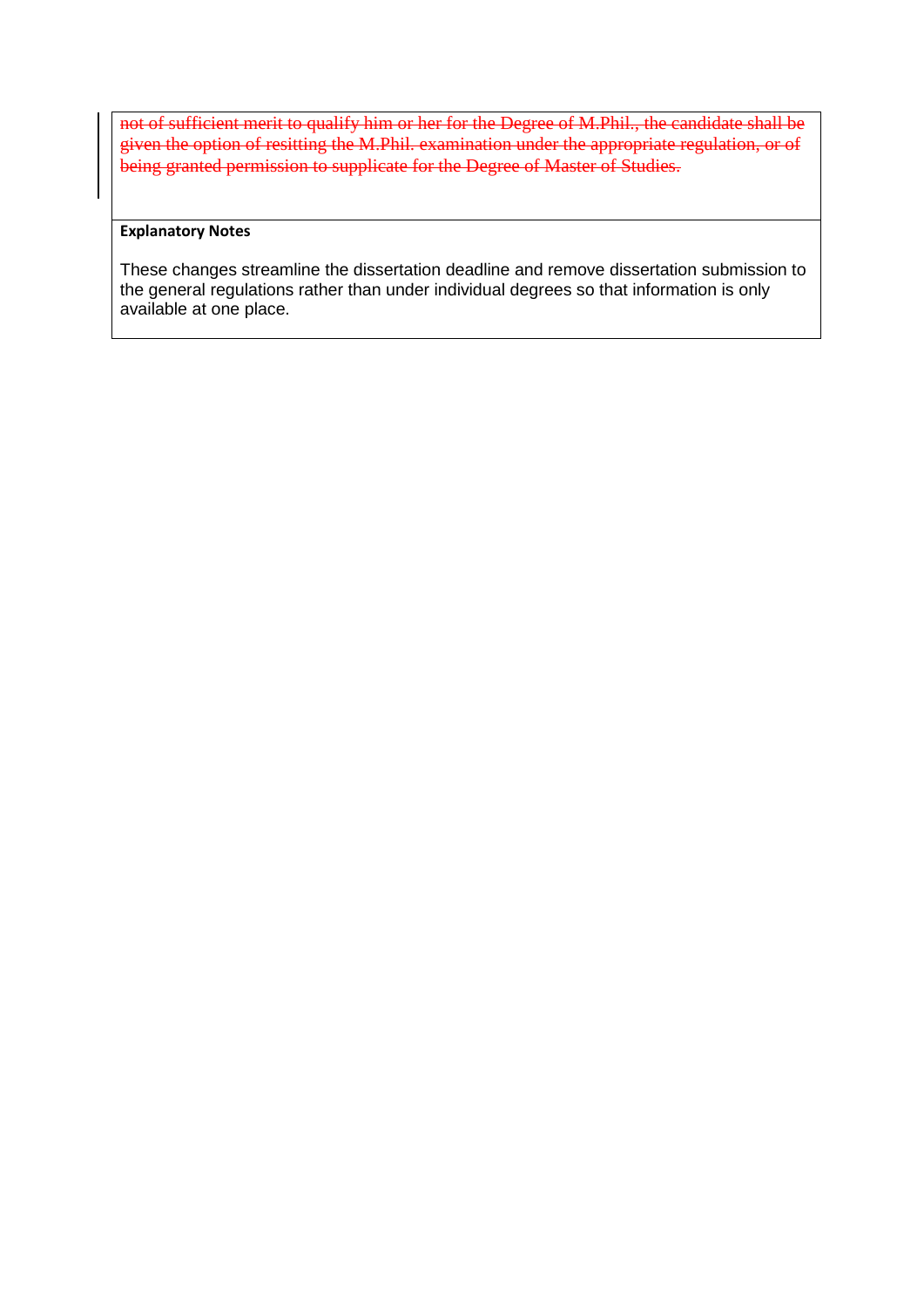~~not of sufficient merit to qualify him or her for the Degree of M.Phil., the candidate shall be given the option of resitting the M.Phil. examination under the appropriate regulation, or of being granted permission to supplicate for the Degree of Master of Studies.~~

**Explanatory Notes**

These changes streamline the dissertation deadline and remove dissertation submission to the general regulations rather than under individual degrees so that information is only available at one place.